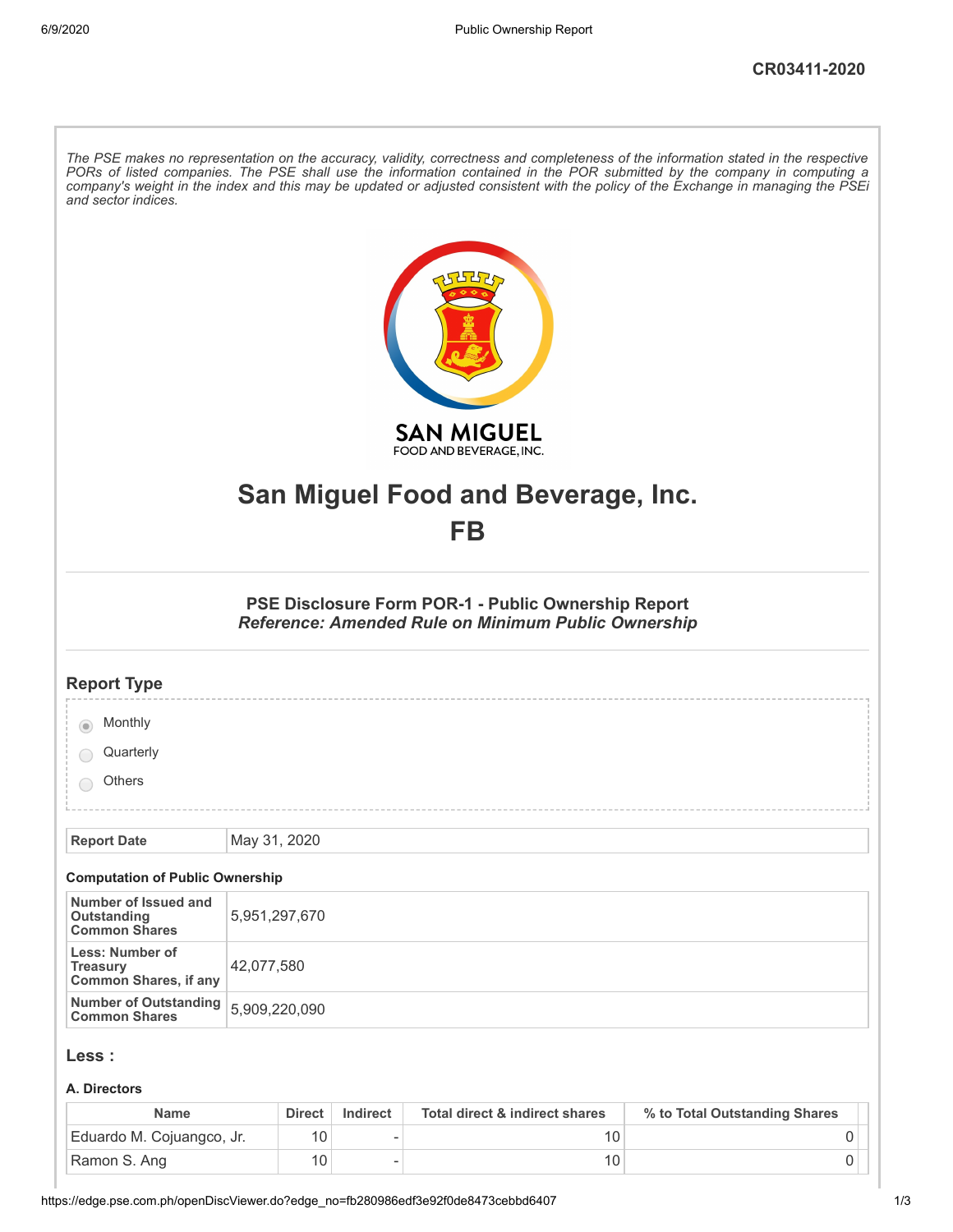CR03411-2020

*The PSE makes no representation on the accuracy, validity, correctness and completeness of the information stated in the respective PORs of listed companies. The PSE shall use the information contained in the POR submitted by the company in computing a company's weight in the index and this may be updated or adjusted consistent with the policy of the Exchange in managing the PSEi and sector indices.*

# San Miguel Food and Beverage, Inc.

# FB

### PSE Disclosure Form POR-1 - Public Ownership Report

### *Reference: Amended Rule on Minimum Public Ownership*

## Report Type

- (selected) Monthly
- Quarterly
- Others

| **Report Date** | May 31, 2020 |
|---|---|

#### Computation of Public Ownership

| | |
|---|---|
| **Number of Issued and Outstanding Common Shares** | 5,951,297,670 |
| **Less: Number of Treasury Common Shares, if any** | 42,077,580 |
| **Number of Outstanding Common Shares** | 5,909,220,090 |

## Less :

#### A. Directors

| Name | Direct | Indirect | Total direct & indirect shares | % to Total Outstanding Shares |
|---|---|---|---|---|
| Eduardo M. Cojuangco, Jr. | 10 | - | 10 | 0 |
| Ramon S. Ang | 10 | - | 10 | 0 |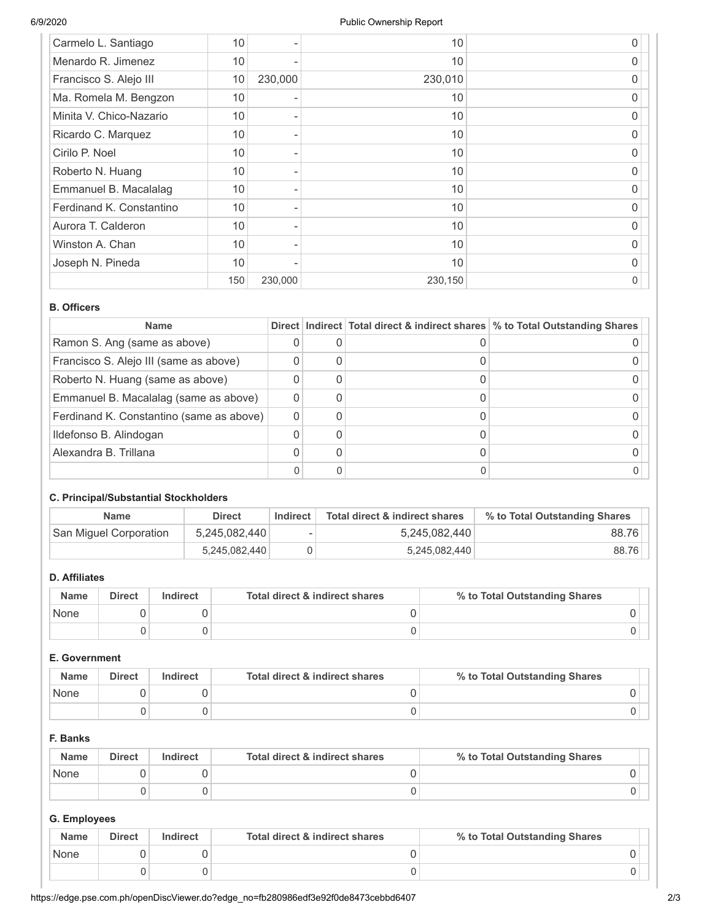| | | | | |
|---|---|---|---|---|
| Carmelo L. Santiago | 10 | - | 10 | 0 |
| Menardo R. Jimenez | 10 | - | 10 | 0 |
| Francisco S. Alejo III | 10 | 230,000 | 230,010 | 0 |
| Ma. Romela M. Bengzon | 10 | - | 10 | 0 |
| Minita V. Chico-Nazario | 10 | - | 10 | 0 |
| Ricardo C. Marquez | 10 | - | 10 | 0 |
| Cirilo P. Noel | 10 | - | 10 | 0 |
| Roberto N. Huang | 10 | - | 10 | 0 |
| Emmanuel B. Macalalag | 10 | - | 10 | 0 |
| Ferdinand K. Constantino | 10 | - | 10 | 0 |
| Aurora T. Calderon | 10 | - | 10 | 0 |
| Winston A. Chan | 10 | - | 10 | 0 |
| Joseph N. Pineda | 10 | - | 10 | 0 |
| | 150 | 230,000 | 230,150 | 0 |

**B. Officers**

| Name | Direct | Indirect | Total direct & indirect shares | % to Total Outstanding Shares |
|---|---|---|---|---|
| Ramon S. Ang (same as above) | 0 | 0 | 0 | 0 |
| Francisco S. Alejo III (same as above) | 0 | 0 | 0 | 0 |
| Roberto N. Huang (same as above) | 0 | 0 | 0 | 0 |
| Emmanuel B. Macalalag (same as above) | 0 | 0 | 0 | 0 |
| Ferdinand K. Constantino (same as above) | 0 | 0 | 0 | 0 |
| Ildefonso B. Alindogan | 0 | 0 | 0 | 0 |
| Alexandra B. Trillana | 0 | 0 | 0 | 0 |
| | 0 | 0 | 0 | 0 |

**C. Principal/Substantial Stockholders**

| Name | Direct | Indirect | Total direct & indirect shares | % to Total Outstanding Shares |
|---|---|---|---|---|
| San Miguel Corporation | 5,245,082,440 | - | 5,245,082,440 | 88.76 |
| | 5,245,082,440 | 0 | 5,245,082,440 | 88.76 |

**D. Affiliates**

| Name | Direct | Indirect | Total direct & indirect shares | % to Total Outstanding Shares |
|---|---|---|---|---|
| None | 0 | 0 | 0 | 0 |
| | 0 | 0 | 0 | 0 |

**E. Government**

| Name | Direct | Indirect | Total direct & indirect shares | % to Total Outstanding Shares |
|---|---|---|---|---|
| None | 0 | 0 | 0 | 0 |
| | 0 | 0 | 0 | 0 |

**F. Banks**

| Name | Direct | Indirect | Total direct & indirect shares | % to Total Outstanding Shares |
|---|---|---|---|---|
| None | 0 | 0 | 0 | 0 |
| | 0 | 0 | 0 | 0 |

**G. Employees**

| Name | Direct | Indirect | Total direct & indirect shares | % to Total Outstanding Shares |
|---|---|---|---|---|
| None | 0 | 0 | 0 | 0 |
| | 0 | 0 | 0 | 0 |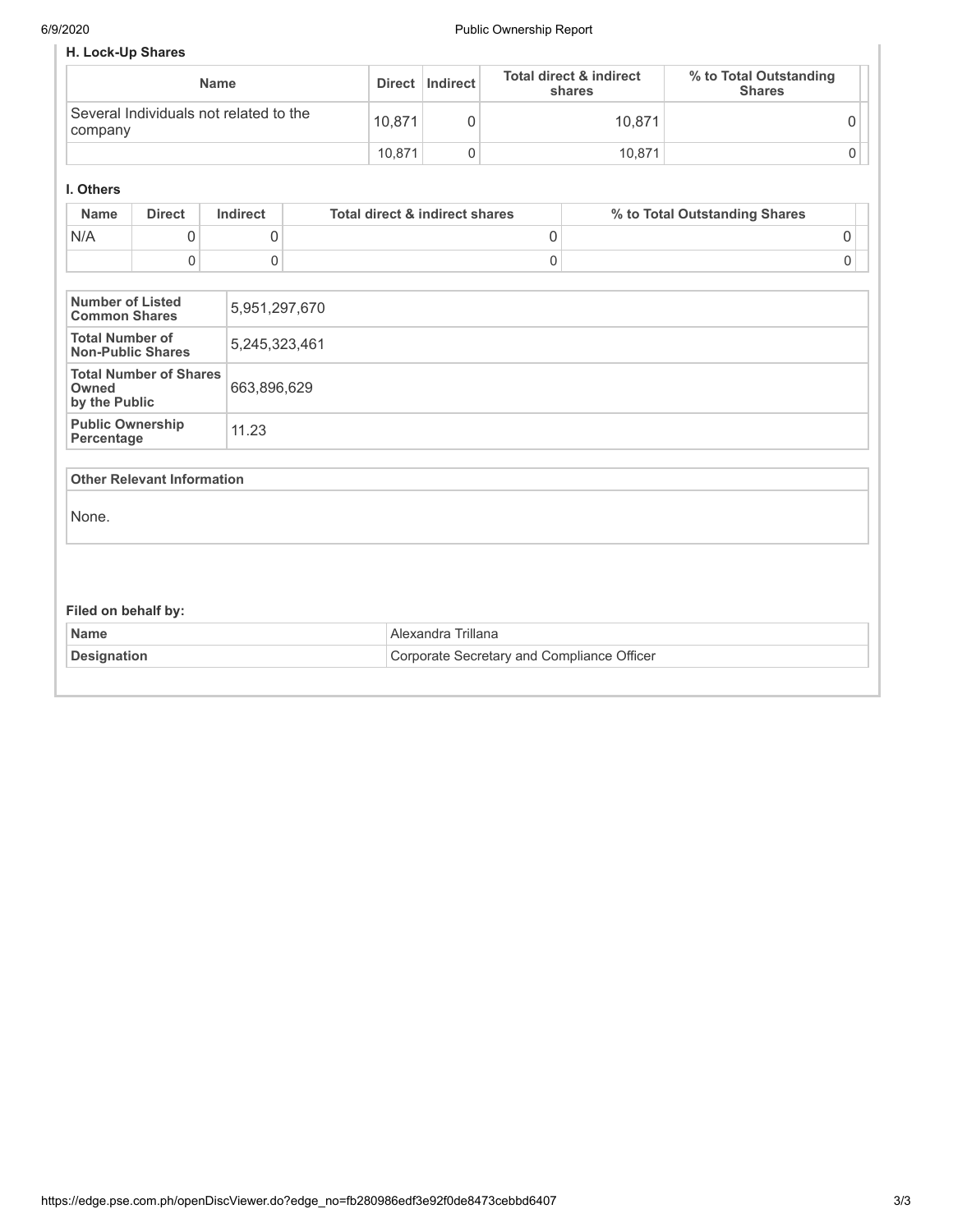### H. Lock-Up Shares

| Name | Direct | Indirect | Total direct & indirect shares | % to Total Outstanding Shares |
|---|---|---|---|---|
| Several Individuals not related to the company | 10,871 | 0 | 10,871 | 0 |
| | 10,871 | 0 | 10,871 | 0 |

### I. Others

| Name | Direct | Indirect | Total direct & indirect shares | % to Total Outstanding Shares |
|---|---|---|---|---|
| N/A | 0 | 0 | 0 | 0 |
| | 0 | 0 | 0 | 0 |

| | |
|---|---|
| **Number of Listed Common Shares** | 5,951,297,670 |
| **Total Number of Non-Public Shares** | 5,245,323,461 |
| **Total Number of Shares Owned by the Public** | 663,896,629 |
| **Public Ownership Percentage** | 11.23 |

**Other Relevant Information**

None.

**Filed on behalf by:**

| | |
|---|---|
| **Name** | Alexandra Trillana |
| **Designation** | Corporate Secretary and Compliance Officer |